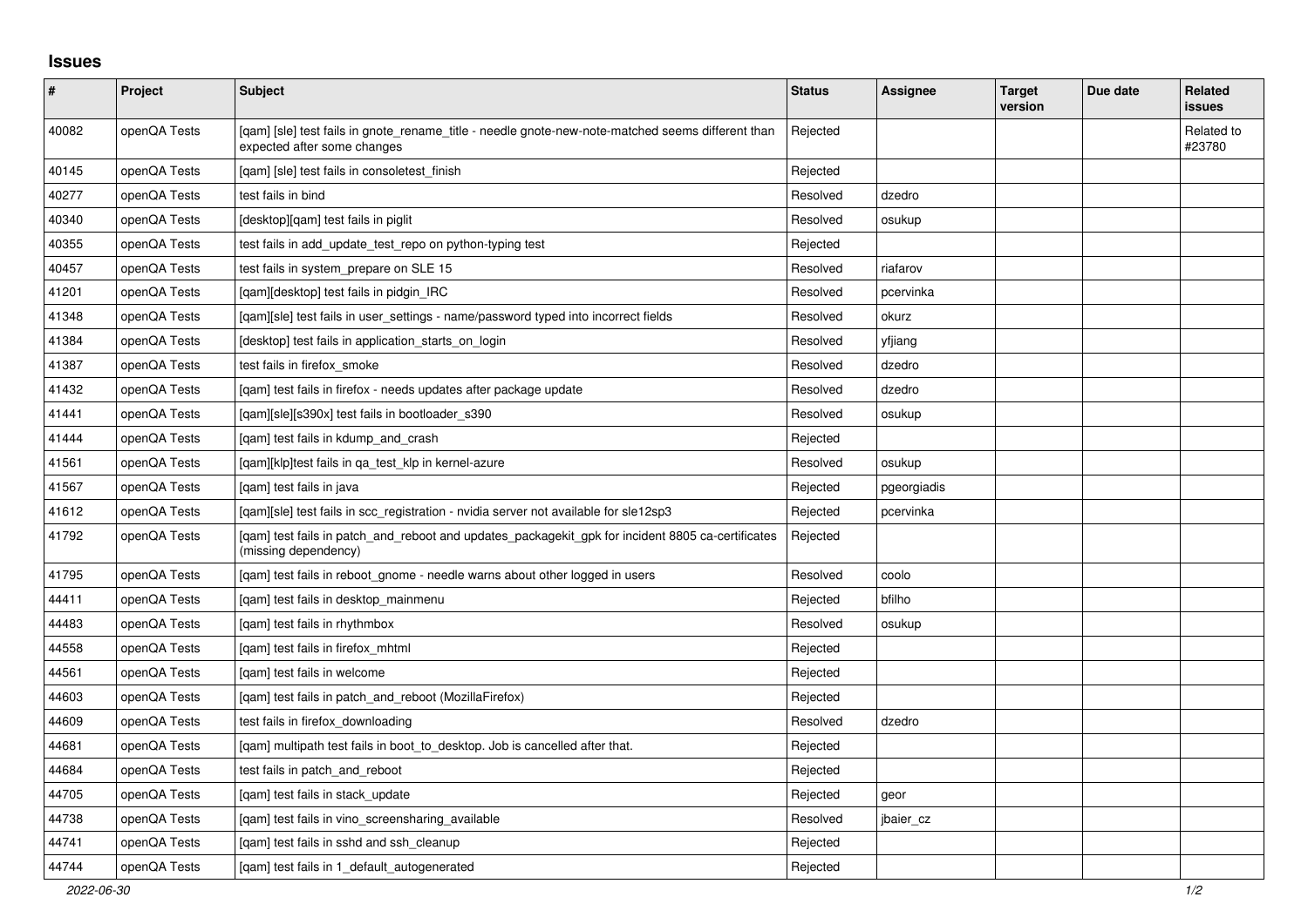## Issues

| # | Project | Subject | Status | Assignee | Target version | Due date | Related issues |
|---|---|---|---|---|---|---|---|
| 40082 | openQA Tests | [qam] [sle] test fails in gnote_rename_title - needle gnote-new-note-matched seems different than expected after some changes | Rejected | | | | Related to #23780 |
| 40145 | openQA Tests | [qam] [sle] test fails in consoletest_finish | Rejected | | | | |
| 40277 | openQA Tests | test fails in bind | Resolved | dzedro | | | |
| 40340 | openQA Tests | [desktop][qam] test fails in piglit | Resolved | osukup | | | |
| 40355 | openQA Tests | test fails in add_update_test_repo on python-typing test | Rejected | | | | |
| 40457 | openQA Tests | test fails in system_prepare on SLE 15 | Resolved | riafarov | | | |
| 41201 | openQA Tests | [qam][desktop] test fails in pidgin_IRC | Resolved | pcervinka | | | |
| 41348 | openQA Tests | [qam][sle] test fails in user_settings - name/password typed into incorrect fields | Resolved | okurz | | | |
| 41384 | openQA Tests | [desktop] test fails in application_starts_on_login | Resolved | yfjiang | | | |
| 41387 | openQA Tests | test fails in firefox_smoke | Resolved | dzedro | | | |
| 41432 | openQA Tests | [qam] test fails in firefox - needs updates after package update | Resolved | dzedro | | | |
| 41441 | openQA Tests | [qam][sle][s390x] test fails in bootloader_s390 | Resolved | osukup | | | |
| 41444 | openQA Tests | [qam] test fails in kdump_and_crash | Rejected | | | | |
| 41561 | openQA Tests | [qam][klp]test fails in qa_test_klp in kernel-azure | Resolved | osukup | | | |
| 41567 | openQA Tests | [qam] test fails in java | Rejected | pgeorgiadis | | | |
| 41612 | openQA Tests | [qam][sle] test fails in scc_registration - nvidia server not available for sle12sp3 | Rejected | pcervinka | | | |
| 41792 | openQA Tests | [qam] test fails in patch_and_reboot and updates_packagekit_gpk for incident 8805 ca-certificates (missing dependency) | Rejected | | | | |
| 41795 | openQA Tests | [qam] test fails in reboot_gnome - needle warns about other logged in users | Resolved | coolo | | | |
| 44411 | openQA Tests | [qam] test fails in desktop_mainmenu | Rejected | bfilho | | | |
| 44483 | openQA Tests | [qam] test fails in rhythmbox | Resolved | osukup | | | |
| 44558 | openQA Tests | [qam] test fails in firefox_mhtml | Rejected | | | | |
| 44561 | openQA Tests | [qam] test fails in welcome | Rejected | | | | |
| 44603 | openQA Tests | [qam] test fails in patch_and_reboot (MozillaFirefox) | Rejected | | | | |
| 44609 | openQA Tests | test fails in firefox_downloading | Resolved | dzedro | | | |
| 44681 | openQA Tests | [qam] multipath test fails in boot_to_desktop. Job is cancelled after that. | Rejected | | | | |
| 44684 | openQA Tests | test fails in patch_and_reboot | Rejected | | | | |
| 44705 | openQA Tests | [qam] test fails in stack_update | Rejected | geor | | | |
| 44738 | openQA Tests | [qam] test fails in vino_screensharing_available | Resolved | jbaier_cz | | | |
| 44741 | openQA Tests | [qam] test fails in sshd and ssh_cleanup | Rejected | | | | |
| 44744 | openQA Tests | [qam] test fails in 1_default_autogenerated | Rejected | | | | |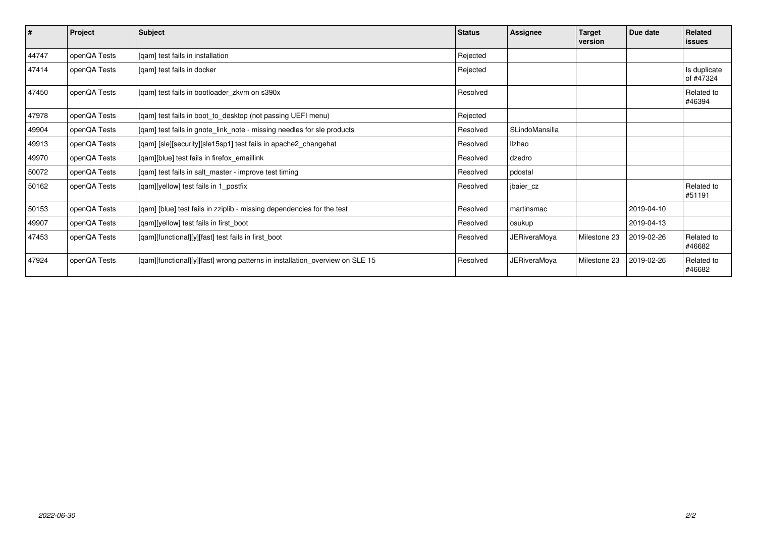| # | Project | Subject | Status | Assignee | Target version | Due date | Related issues |
|---|---|---|---|---|---|---|---|
| 44747 | openQA Tests | [qam] test fails in installation | Rejected | | | | |
| 47414 | openQA Tests | [qam] test fails in docker | Rejected | | | | Is duplicate of #47324 |
| 47450 | openQA Tests | [qam] test fails in bootloader_zkvm on s390x | Resolved | | | | Related to #46394 |
| 47978 | openQA Tests | [qam] test fails in boot_to_desktop (not passing UEFI menu) | Rejected | | | | |
| 49904 | openQA Tests | [qam] test fails in gnote_link_note - missing needles for sle products | Resolved | SLindoMansilla | | | |
| 49913 | openQA Tests | [qam] [sle][security][sle15sp1] test fails in apache2_changehat | Resolved | llzhao | | | |
| 49970 | openQA Tests | [qam][blue] test fails in firefox_emaillink | Resolved | dzedro | | | |
| 50072 | openQA Tests | [qam] test fails in salt_master - improve test timing | Resolved | pdostal | | | |
| 50162 | openQA Tests | [qam][yellow] test fails in 1_postfix | Resolved | jbaier_cz | | | Related to #51191 |
| 50153 | openQA Tests | [qam] [blue] test fails in zziplib - missing dependencies for the test | Resolved | martinsmac | | 2019-04-10 | |
| 49907 | openQA Tests | [qam][yellow] test fails in first_boot | Resolved | osukup | | 2019-04-13 | |
| 47453 | openQA Tests | [qam][functional][y][fast] test fails in first_boot | Resolved | JERiveraMoya | Milestone 23 | 2019-02-26 | Related to #46682 |
| 47924 | openQA Tests | [qam][functional][y][fast] wrong patterns in installation_overview on SLE 15 | Resolved | JERiveraMoya | Milestone 23 | 2019-02-26 | Related to #46682 |